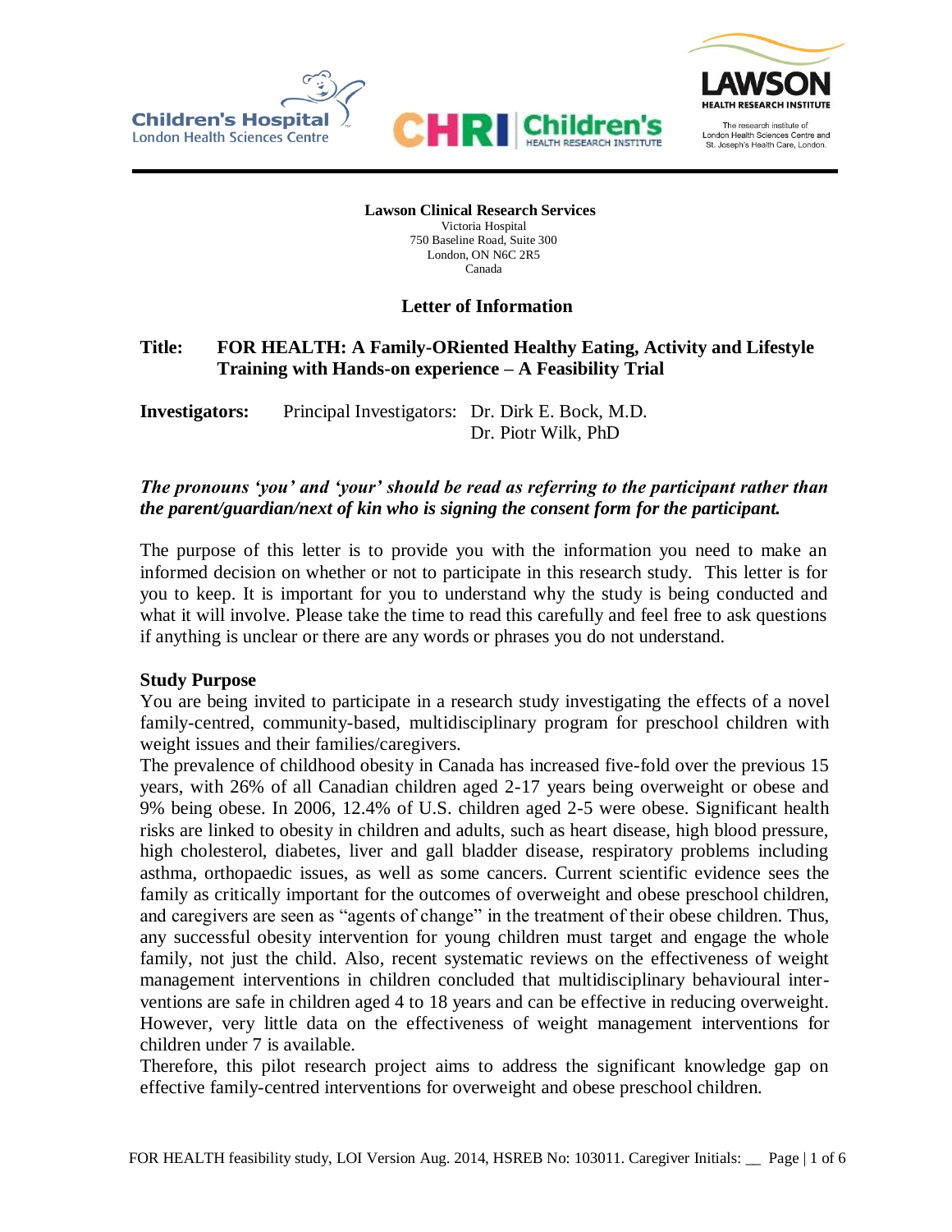**Lawson Clinical Research Services**
Victoria Hospital
750 Baseline Road, Suite 300
London, ON N6C 2R5
Canada

## Letter of Information

**Title:** **FOR HEALTH: A Family-ORiented Healthy Eating, Activity and Lifestyle Training with Hands-on experience – A Feasibility Trial**

**Investigators:** Principal Investigators: Dr. Dirk E. Bock, M.D.
Dr. Piotr Wilk, PhD

***The pronouns 'you' and 'your' should be read as referring to the participant rather than the parent/guardian/next of kin who is signing the consent form for the participant.***

The purpose of this letter is to provide you with the information you need to make an informed decision on whether or not to participate in this research study. This letter is for you to keep. It is important for you to understand why the study is being conducted and what it will involve. Please take the time to read this carefully and feel free to ask questions if anything is unclear or there are any words or phrases you do not understand.

### Study Purpose

You are being invited to participate in a research study investigating the effects of a novel family-centred, community-based, multidisciplinary program for preschool children with weight issues and their families/caregivers.

The prevalence of childhood obesity in Canada has increased five-fold over the previous 15 years, with 26% of all Canadian children aged 2-17 years being overweight or obese and 9% being obese. In 2006, 12.4% of U.S. children aged 2-5 were obese. Significant health risks are linked to obesity in children and adults, such as heart disease, high blood pressure, high cholesterol, diabetes, liver and gall bladder disease, respiratory problems including asthma, orthopaedic issues, as well as some cancers. Current scientific evidence sees the family as critically important for the outcomes of overweight and obese preschool children, and caregivers are seen as "agents of change" in the treatment of their obese children. Thus, any successful obesity intervention for young children must target and engage the whole family, not just the child. Also, recent systematic reviews on the effectiveness of weight management interventions in children concluded that multidisciplinary behavioural interventions are safe in children aged 4 to 18 years and can be effective in reducing overweight. However, very little data on the effectiveness of weight management interventions for children under 7 is available.

Therefore, this pilot research project aims to address the significant knowledge gap on effective family-centred interventions for overweight and obese preschool children.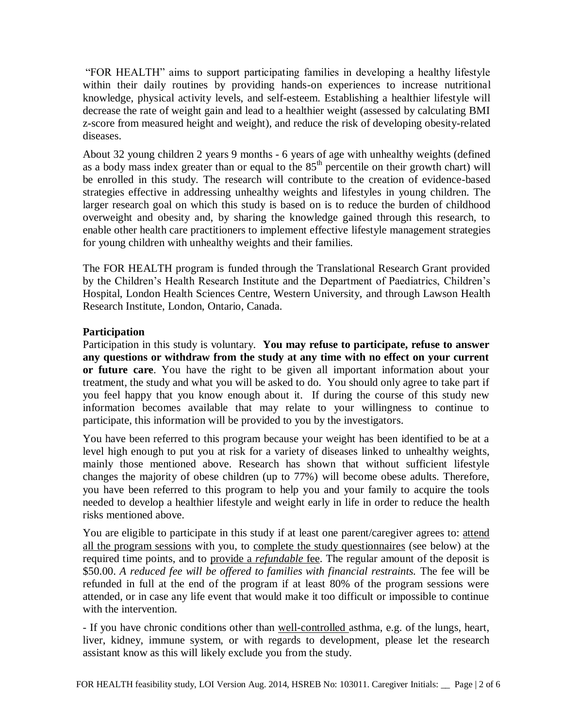"FOR HEALTH" aims to support participating families in developing a healthy lifestyle within their daily routines by providing hands-on experiences to increase nutritional knowledge, physical activity levels, and self-esteem. Establishing a healthier lifestyle will decrease the rate of weight gain and lead to a healthier weight (assessed by calculating BMI z-score from measured height and weight), and reduce the risk of developing obesity-related diseases.

About 32 young children 2 years 9 months - 6 years of age with unhealthy weights (defined as a body mass index greater than or equal to the 85$^{th}$ percentile on their growth chart) will be enrolled in this study. The research will contribute to the creation of evidence-based strategies effective in addressing unhealthy weights and lifestyles in young children. The larger research goal on which this study is based on is to reduce the burden of childhood overweight and obesity and, by sharing the knowledge gained through this research, to enable other health care practitioners to implement effective lifestyle management strategies for young children with unhealthy weights and their families.

The FOR HEALTH program is funded through the Translational Research Grant provided by the Children's Health Research Institute and the Department of Paediatrics, Children's Hospital, London Health Sciences Centre, Western University, and through Lawson Health Research Institute, London, Ontario, Canada.

**Participation**

Participation in this study is voluntary. **You may refuse to participate, refuse to answer any questions or withdraw from the study at any time with no effect on your current or future care**. You have the right to be given all important information about your treatment, the study and what you will be asked to do. You should only agree to take part if you feel happy that you know enough about it. If during the course of this study new information becomes available that may relate to your willingness to continue to participate, this information will be provided to you by the investigators.

You have been referred to this program because your weight has been identified to be at a level high enough to put you at risk for a variety of diseases linked to unhealthy weights, mainly those mentioned above. Research has shown that without sufficient lifestyle changes the majority of obese children (up to 77%) will become obese adults. Therefore, you have been referred to this program to help you and your family to acquire the tools needed to develop a healthier lifestyle and weight early in life in order to reduce the health risks mentioned above.

You are eligible to participate in this study if at least one parent/caregiver agrees to: attend all the program sessions with you, to complete the study questionnaires (see below) at the required time points, and to provide a *refundable* fee. The regular amount of the deposit is \$50.00. *A reduced fee will be offered to families with financial restraints.* The fee will be refunded in full at the end of the program if at least 80% of the program sessions were attended, or in case any life event that would make it too difficult or impossible to continue with the intervention.

- If you have chronic conditions other than well-controlled asthma, e.g. of the lungs, heart, liver, kidney, immune system, or with regards to development, please let the research assistant know as this will likely exclude you from the study.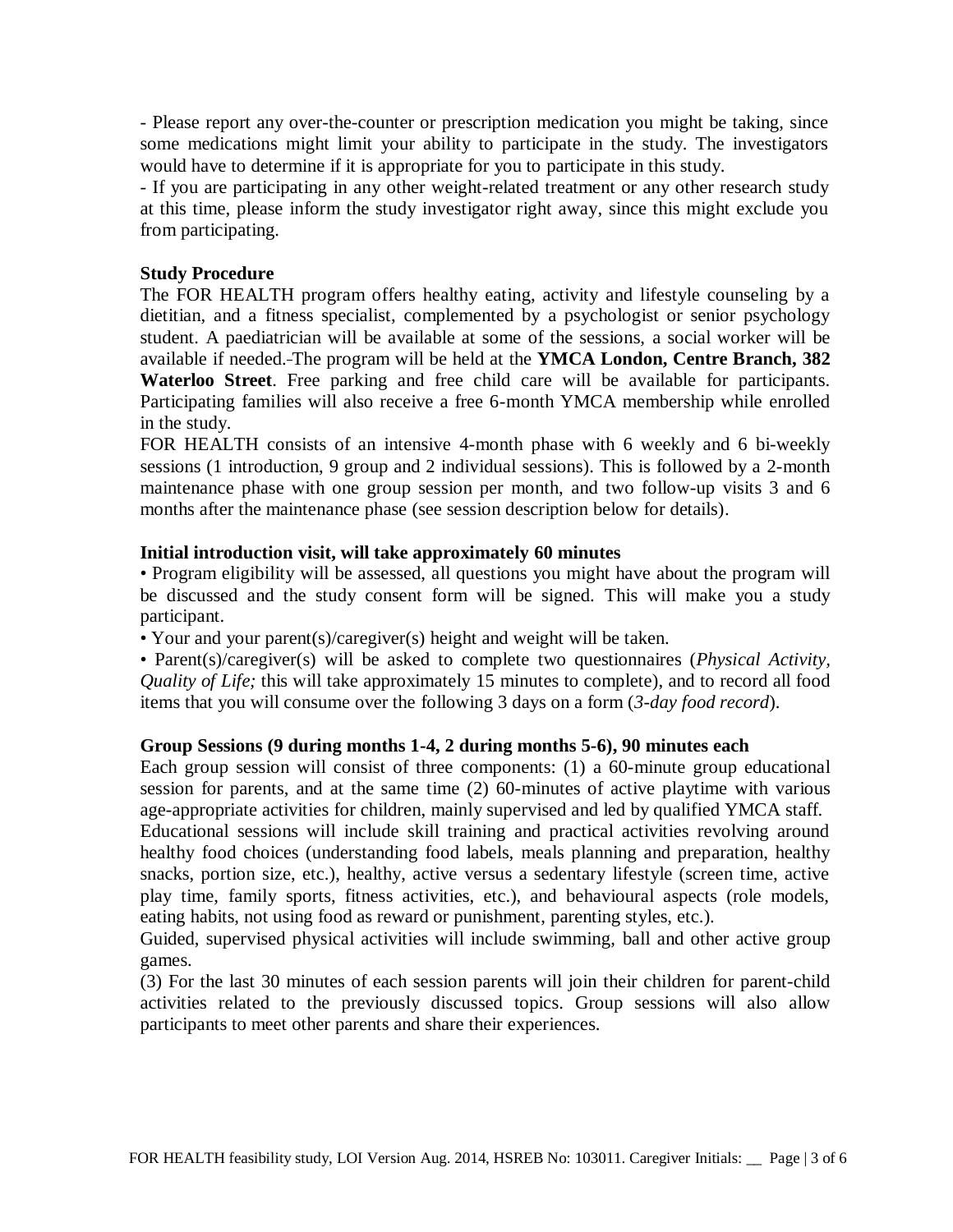- Please report any over-the-counter or prescription medication you might be taking, since some medications might limit your ability to participate in the study. The investigators would have to determine if it is appropriate for you to participate in this study.

- If you are participating in any other weight-related treatment or any other research study at this time, please inform the study investigator right away, since this might exclude you from participating.

**Study Procedure**

The FOR HEALTH program offers healthy eating, activity and lifestyle counseling by a dietitian, and a fitness specialist, complemented by a psychologist or senior psychology student. A paediatrician will be available at some of the sessions, a social worker will be available if needed. The program will be held at the **YMCA London, Centre Branch, 382 Waterloo Street**. Free parking and free child care will be available for participants. Participating families will also receive a free 6-month YMCA membership while enrolled in the study.

FOR HEALTH consists of an intensive 4-month phase with 6 weekly and 6 bi-weekly sessions (1 introduction, 9 group and 2 individual sessions). This is followed by a 2-month maintenance phase with one group session per month, and two follow-up visits 3 and 6 months after the maintenance phase (see session description below for details).

**Initial introduction visit, will take approximately 60 minutes**

• Program eligibility will be assessed, all questions you might have about the program will be discussed and the study consent form will be signed. This will make you a study participant.

• Your and your parent(s)/caregiver(s) height and weight will be taken.

• Parent(s)/caregiver(s) will be asked to complete two questionnaires (*Physical Activity, Quality of Life;* this will take approximately 15 minutes to complete), and to record all food items that you will consume over the following 3 days on a form (*3-day food record*).

**Group Sessions (9 during months 1-4, 2 during months 5-6), 90 minutes each**

Each group session will consist of three components: (1) a 60-minute group educational session for parents, and at the same time (2) 60-minutes of active playtime with various age-appropriate activities for children, mainly supervised and led by qualified YMCA staff.

Educational sessions will include skill training and practical activities revolving around healthy food choices (understanding food labels, meals planning and preparation, healthy snacks, portion size, etc.), healthy, active versus a sedentary lifestyle (screen time, active play time, family sports, fitness activities, etc.), and behavioural aspects (role models, eating habits, not using food as reward or punishment, parenting styles, etc.).

Guided, supervised physical activities will include swimming, ball and other active group games.

(3) For the last 30 minutes of each session parents will join their children for parent-child activities related to the previously discussed topics. Group sessions will also allow participants to meet other parents and share their experiences.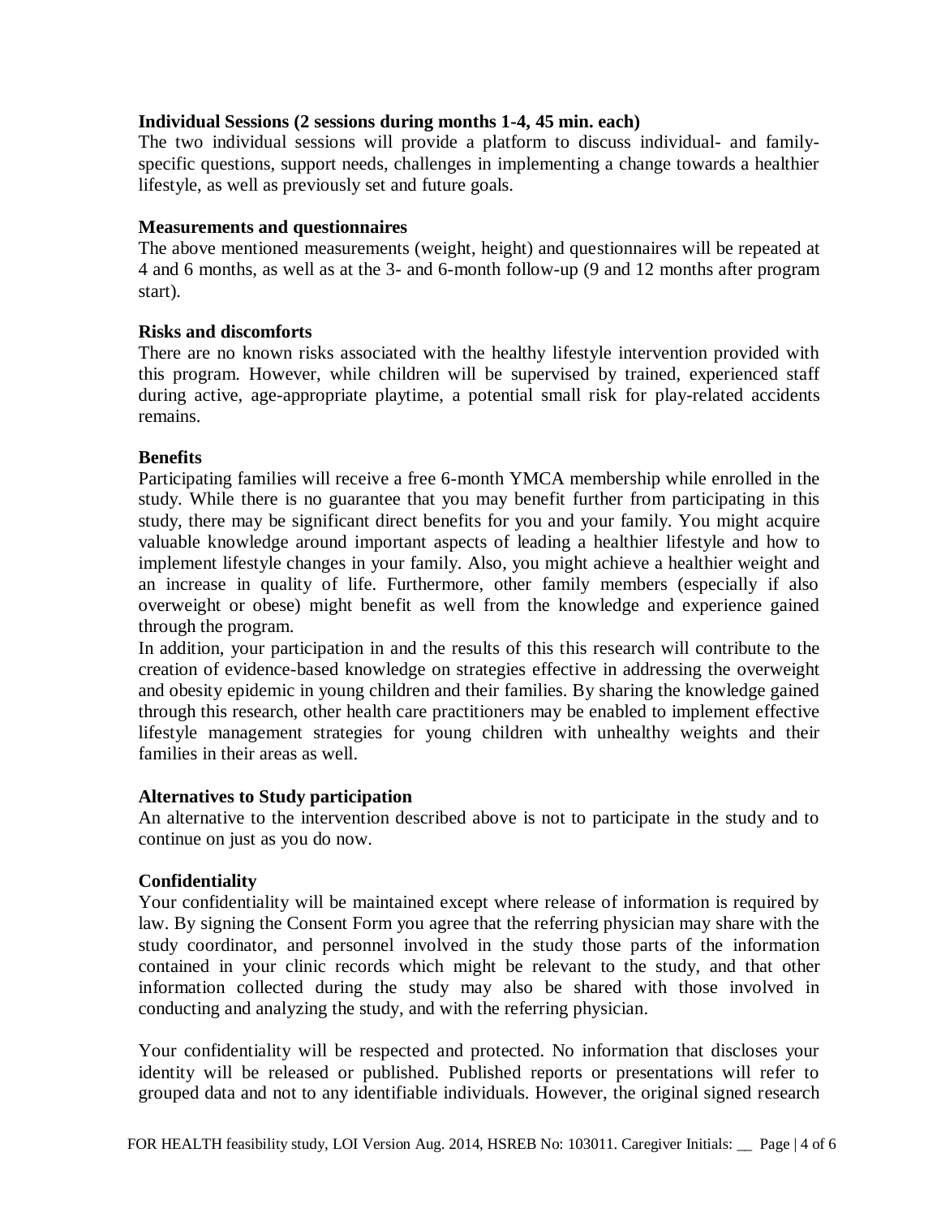**Individual Sessions (2 sessions during months 1-4, 45 min. each)**

The two individual sessions will provide a platform to discuss individual- and family-specific questions, support needs, challenges in implementing a change towards a healthier lifestyle, as well as previously set and future goals.

**Measurements and questionnaires**

The above mentioned measurements (weight, height) and questionnaires will be repeated at 4 and 6 months, as well as at the 3- and 6-month follow-up (9 and 12 months after program start).

**Risks and discomforts**

There are no known risks associated with the healthy lifestyle intervention provided with this program. However, while children will be supervised by trained, experienced staff during active, age-appropriate playtime, a potential small risk for play-related accidents remains.

**Benefits**

Participating families will receive a free 6-month YMCA membership while enrolled in the study. While there is no guarantee that you may benefit further from participating in this study, there may be significant direct benefits for you and your family. You might acquire valuable knowledge around important aspects of leading a healthier lifestyle and how to implement lifestyle changes in your family. Also, you might achieve a healthier weight and an increase in quality of life. Furthermore, other family members (especially if also overweight or obese) might benefit as well from the knowledge and experience gained through the program.

In addition, your participation in and the results of this this research will contribute to the creation of evidence-based knowledge on strategies effective in addressing the overweight and obesity epidemic in young children and their families. By sharing the knowledge gained through this research, other health care practitioners may be enabled to implement effective lifestyle management strategies for young children with unhealthy weights and their families in their areas as well.

**Alternatives to Study participation**

An alternative to the intervention described above is not to participate in the study and to continue on just as you do now.

**Confidentiality**

Your confidentiality will be maintained except where release of information is required by law. By signing the Consent Form you agree that the referring physician may share with the study coordinator, and personnel involved in the study those parts of the information contained in your clinic records which might be relevant to the study, and that other information collected during the study may also be shared with those involved in conducting and analyzing the study, and with the referring physician.

Your confidentiality will be respected and protected. No information that discloses your identity will be released or published. Published reports or presentations will refer to grouped data and not to any identifiable individuals. However, the original signed research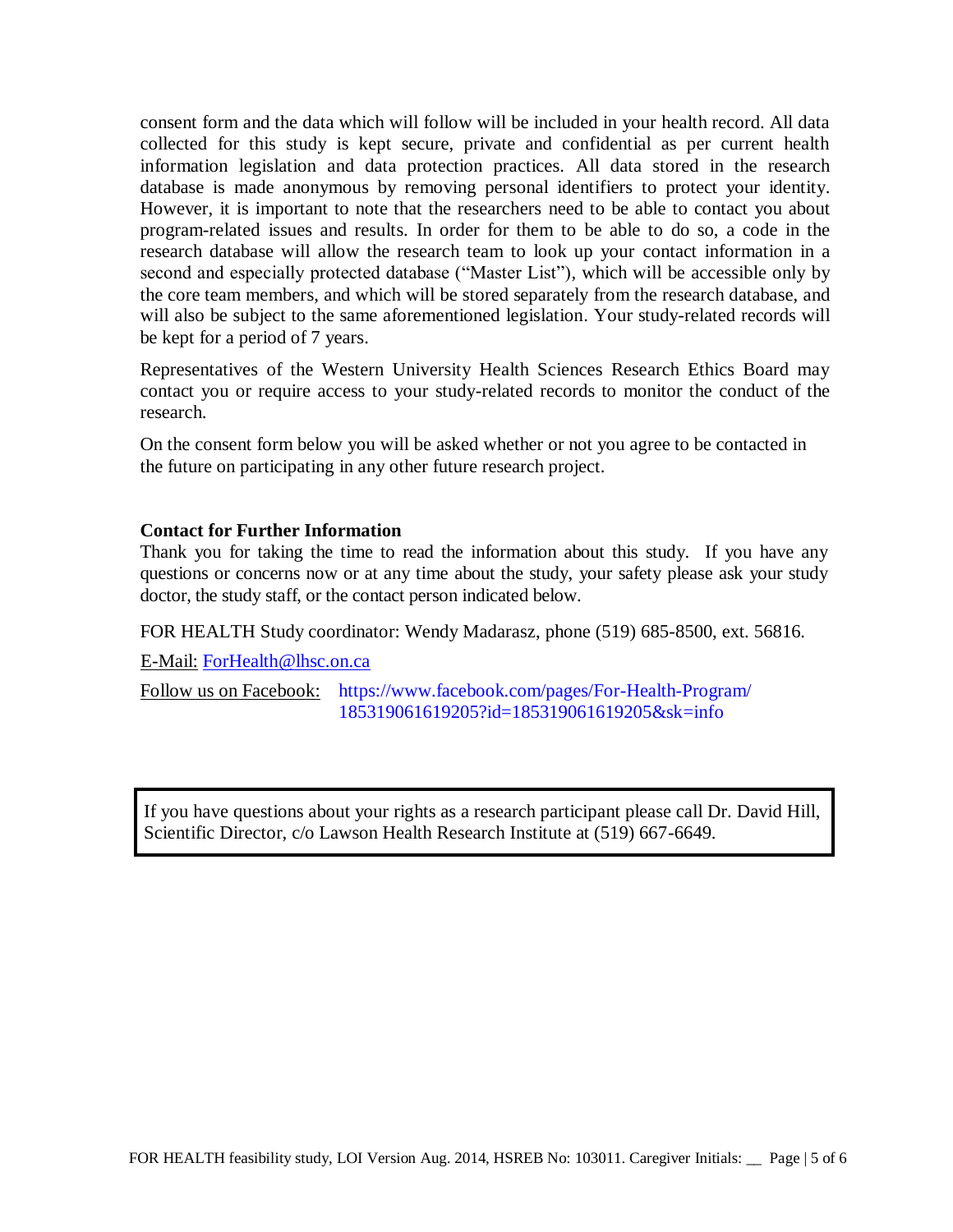consent form and the data which will follow will be included in your health record. All data collected for this study is kept secure, private and confidential as per current health information legislation and data protection practices. All data stored in the research database is made anonymous by removing personal identifiers to protect your identity. However, it is important to note that the researchers need to be able to contact you about program-related issues and results. In order for them to be able to do so, a code in the research database will allow the research team to look up your contact information in a second and especially protected database ("Master List"), which will be accessible only by the core team members, and which will be stored separately from the research database, and will also be subject to the same aforementioned legislation. Your study-related records will be kept for a period of 7 years.

Representatives of the Western University Health Sciences Research Ethics Board may contact you or require access to your study-related records to monitor the conduct of the research.

On the consent form below you will be asked whether or not you agree to be contacted in the future on participating in any other future research project.

**Contact for Further Information**

Thank you for taking the time to read the information about this study. If you have any questions or concerns now or at any time about the study, your safety please ask your study doctor, the study staff, or the contact person indicated below.

FOR HEALTH Study coordinator: Wendy Madarasz, phone (519) 685-8500, ext. 56816.

E-Mail: ForHealth@lhsc.on.ca

Follow us on Facebook: https://www.facebook.com/pages/For-Health-Program/185319061619205?id=185319061619205&sk=info

If you have questions about your rights as a research participant please call Dr. David Hill, Scientific Director, c/o Lawson Health Research Institute at (519) 667-6649.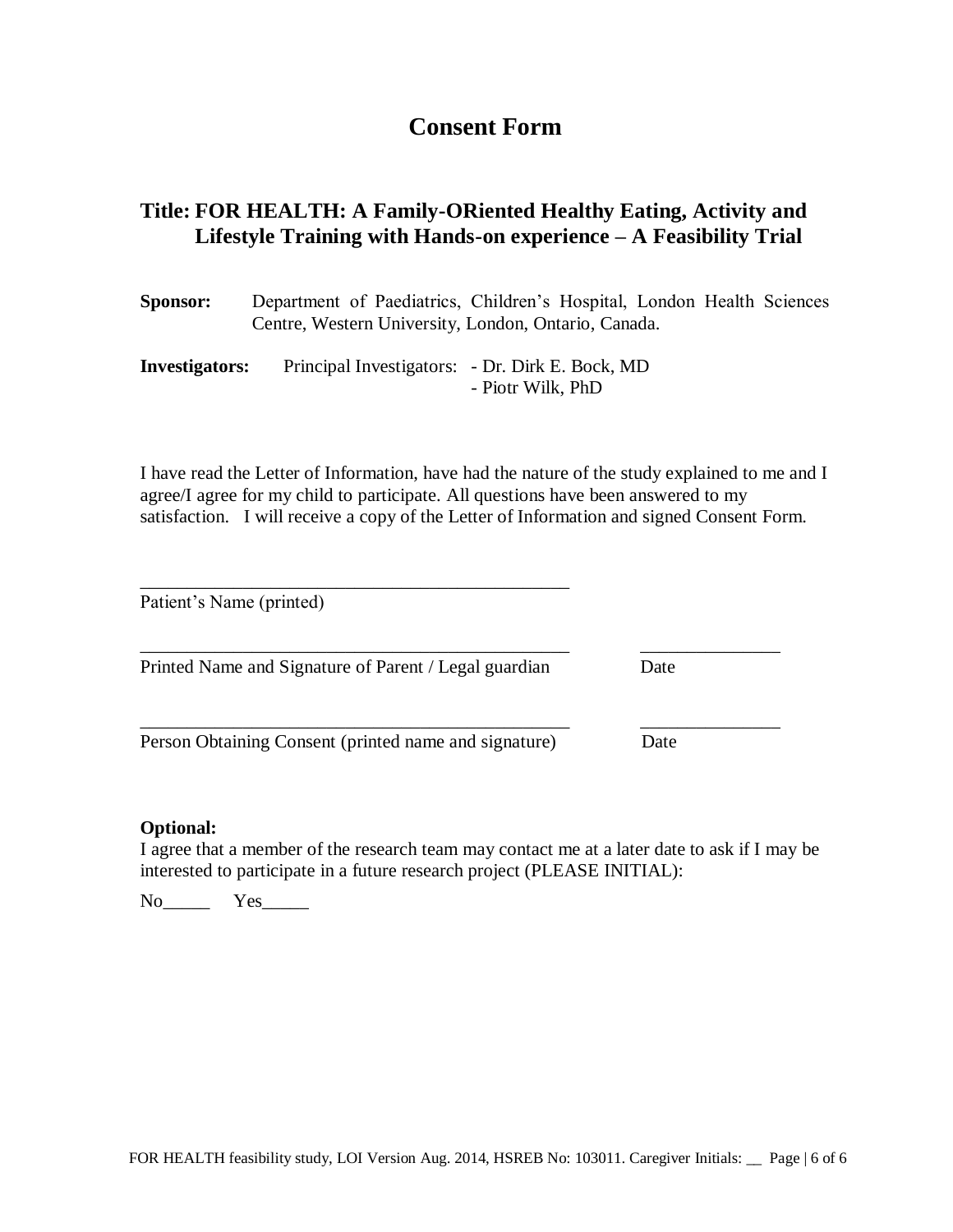# Consent Form

## Title: FOR HEALTH: A Family-ORiented Healthy Eating, Activity and Lifestyle Training with Hands-on experience – A Feasibility Trial

**Sponsor:** Department of Paediatrics, Children's Hospital, London Health Sciences Centre, Western University, London, Ontario, Canada.

**Investigators:** Principal Investigators:
- Dr. Dirk E. Bock, MD
- Piotr Wilk, PhD

I have read the Letter of Information, have had the nature of the study explained to me and I agree/I agree for my child to participate. All questions have been answered to my satisfaction. I will receive a copy of the Letter of Information and signed Consent Form.

_______________________________________________
Patient's Name (printed)

_______________________________________________ _______________
Printed Name and Signature of Parent / Legal guardian Date

_______________________________________________ _______________
Person Obtaining Consent (printed name and signature) Date

**Optional:**
I agree that a member of the research team may contact me at a later date to ask if I may be interested to participate in a future research project (PLEASE INITIAL):

No_____ Yes_____